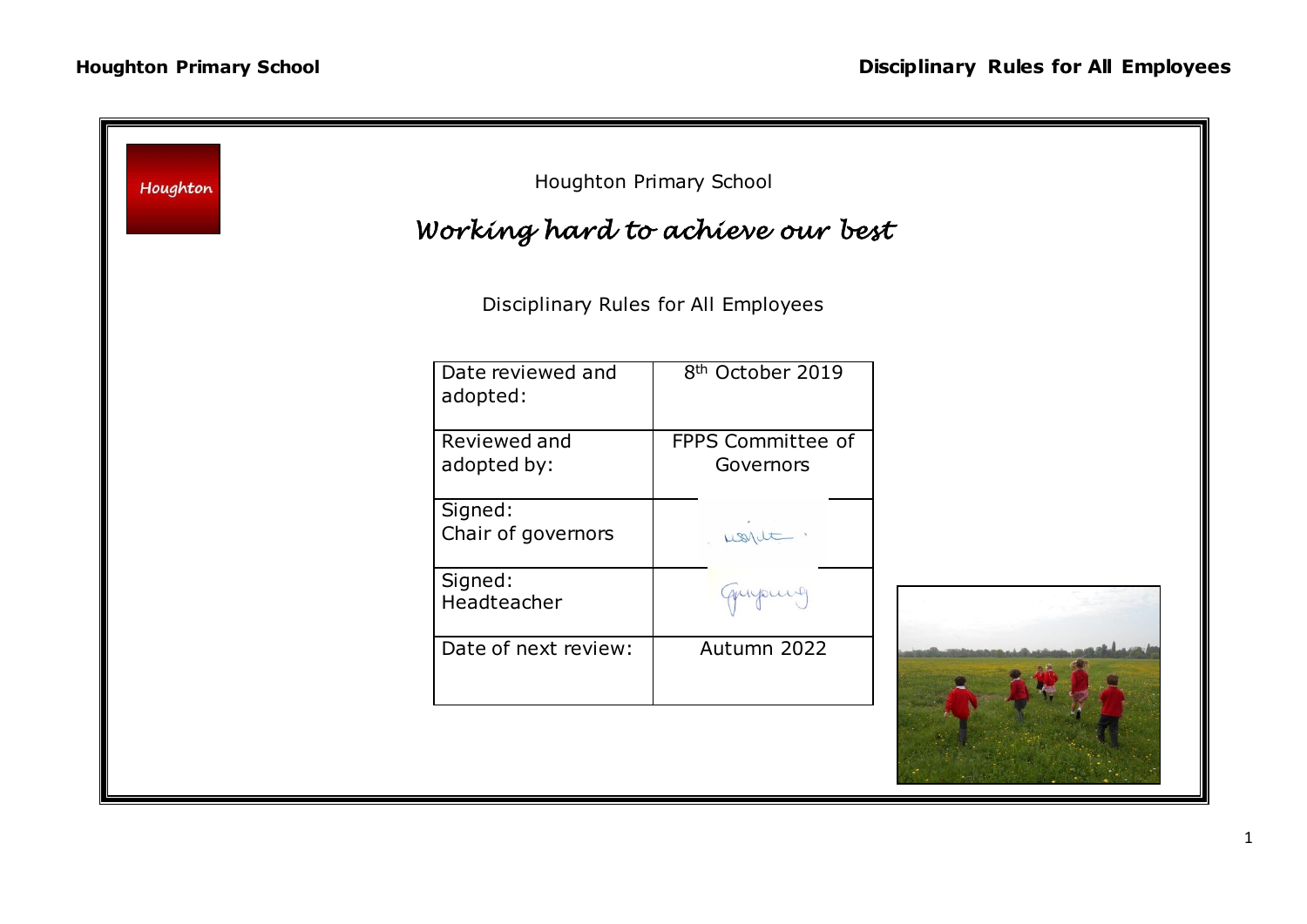Houghton Primary School

# *Working hard to achieve our best*

Disciplinary Rules for All Employees

| Date reviewed and adopted: | 8th October 2019 |
|---|---|
| Reviewed and adopted by: | FPPS Committee of Governors |
| Signed: Chair of governors | |
| Signed: Headteacher | |
| Date of next review: | Autumn 2022 |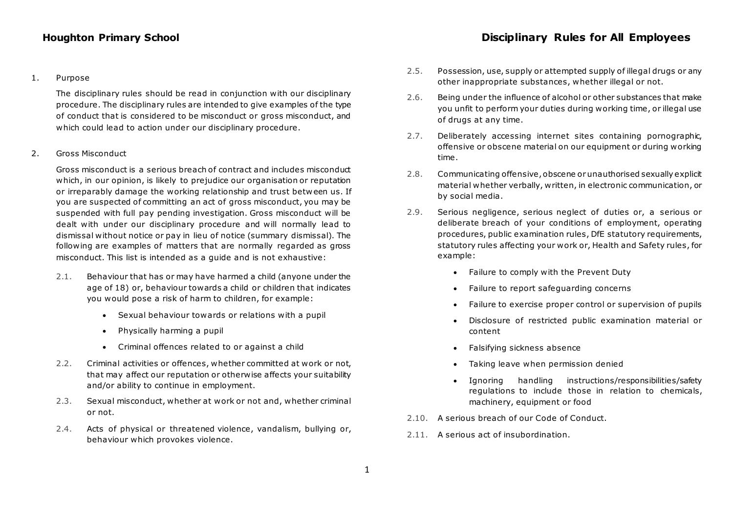# Houghton Primary School

# Disciplinary Rules for All Employees

1. Purpose

   The disciplinary rules should be read in conjunction with our disciplinary procedure. The disciplinary rules are intended to give examples of the type of conduct that is considered to be misconduct or gross misconduct, and which could lead to action under our disciplinary procedure.

2. Gross Misconduct

   Gross misconduct is a serious breach of contract and includes misconduct which, in our opinion, is likely to prejudice our organisation or reputation or irreparably damage the working relationship and trust between us. If you are suspected of committing an act of gross misconduct, you may be suspended with full pay pending investigation. Gross misconduct will be dealt with under our disciplinary procedure and will normally lead to dismissal without notice or pay in lieu of notice (summary dismissal). The following are examples of matters that are normally regarded as gross misconduct. This list is intended as a guide and is not exhaustive:

   2.1. Behaviour that has or may have harmed a child (anyone under the age of 18) or, behaviour towards a child or children that indicates you would pose a risk of harm to children, for example:

   - Sexual behaviour towards or relations with a pupil
   - Physically harming a pupil
   - Criminal offences related to or against a child

   2.2. Criminal activities or offences, whether committed at work or not, that may affect our reputation or otherwise affects your suitability and/or ability to continue in employment.

   2.3. Sexual misconduct, whether at work or not and, whether criminal or not.

   2.4. Acts of physical or threatened violence, vandalism, bullying or, behaviour which provokes violence.

   2.5. Possession, use, supply or attempted supply of illegal drugs or any other inappropriate substances, whether illegal or not.

   2.6. Being under the influence of alcohol or other substances that make you unfit to perform your duties during working time, or illegal use of drugs at any time.

   2.7. Deliberately accessing internet sites containing pornographic, offensive or obscene material on our equipment or during working time.

   2.8. Communicating offensive, obscene or unauthorised sexually explicit material whether verbally, written, in electronic communication, or by social media.

   2.9. Serious negligence, serious neglect of duties or, a serious or deliberate breach of your conditions of employment, operating procedures, public examination rules, DfE statutory requirements, statutory rules affecting your work or, Health and Safety rules, for example:

   - Failure to comply with the Prevent Duty
   - Failure to report safeguarding concerns
   - Failure to exercise proper control or supervision of pupils
   - Disclosure of restricted public examination material or content
   - Falsifying sickness absence
   - Taking leave when permission denied
   - Ignoring handling instructions/responsibilities/safety regulations to include those in relation to chemicals, machinery, equipment or food

   2.10. A serious breach of our Code of Conduct.

   2.11. A serious act of insubordination.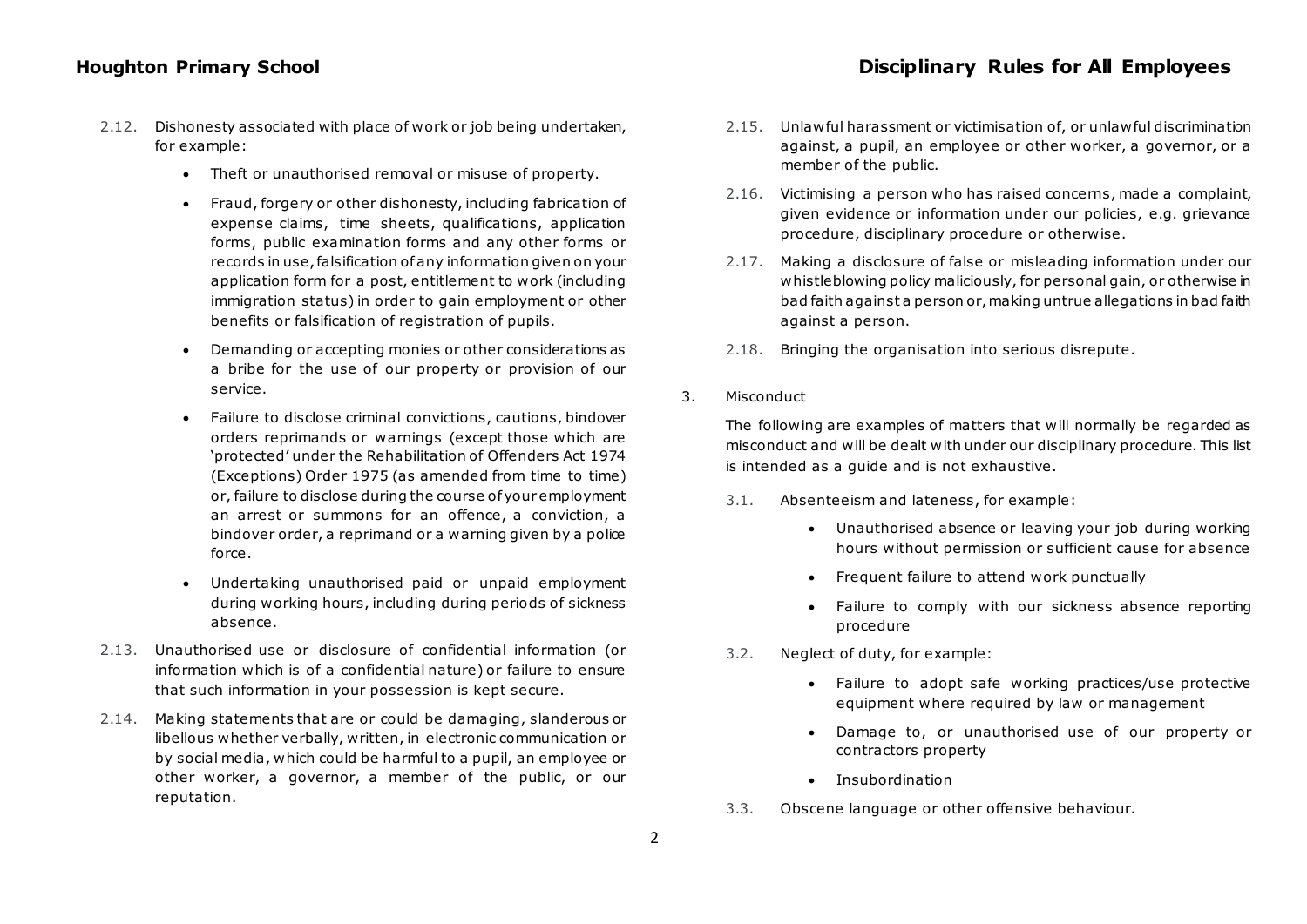2.12. Dishonesty associated with place of work or job being undertaken, for example:

- Theft or unauthorised removal or misuse of property.
- Fraud, forgery or other dishonesty, including fabrication of expense claims, time sheets, qualifications, application forms, public examination forms and any other forms or records in use, falsification of any information given on your application form for a post, entitlement to work (including immigration status) in order to gain employment or other benefits or falsification of registration of pupils.
- Demanding or accepting monies or other considerations as a bribe for the use of our property or provision of our service.
- Failure to disclose criminal convictions, cautions, bindover orders reprimands or warnings (except those which are 'protected' under the Rehabilitation of Offenders Act 1974 (Exceptions) Order 1975 (as amended from time to time) or, failure to disclose during the course of your employment an arrest or summons for an offence, a conviction, a bindover order, a reprimand or a warning given by a police force.
- Undertaking unauthorised paid or unpaid employment during working hours, including during periods of sickness absence.

2.13. Unauthorised use or disclosure of confidential information (or information which is of a confidential nature) or failure to ensure that such information in your possession is kept secure.

2.14. Making statements that are or could be damaging, slanderous or libellous whether verbally, written, in electronic communication or by social media, which could be harmful to a pupil, an employee or other worker, a governor, a member of the public, or our reputation.

2.15. Unlawful harassment or victimisation of, or unlawful discrimination against, a pupil, an employee or other worker, a governor, or a member of the public.

2.16. Victimising a person who has raised concerns, made a complaint, given evidence or information under our policies, e.g. grievance procedure, disciplinary procedure or otherwise.

2.17. Making a disclosure of false or misleading information under our whistleblowing policy maliciously, for personal gain, or otherwise in bad faith against a person or, making untrue allegations in bad faith against a person.

2.18. Bringing the organisation into serious disrepute.

3. Misconduct

The following are examples of matters that will normally be regarded as misconduct and will be dealt with under our disciplinary procedure. This list is intended as a guide and is not exhaustive.

3.1. Absenteeism and lateness, for example:

- Unauthorised absence or leaving your job during working hours without permission or sufficient cause for absence
- Frequent failure to attend work punctually
- Failure to comply with our sickness absence reporting procedure

3.2. Neglect of duty, for example:

- Failure to adopt safe working practices/use protective equipment where required by law or management
- Damage to, or unauthorised use of our property or contractors property
- Insubordination

3.3. Obscene language or other offensive behaviour.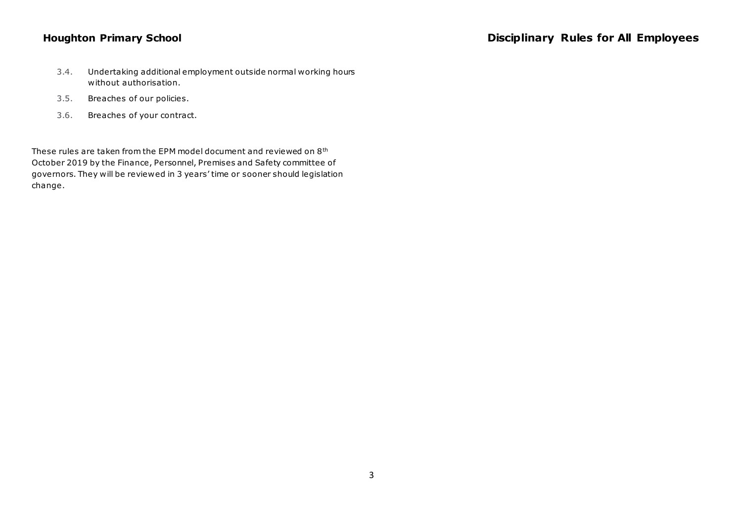3.4. Undertaking additional employment outside normal working hours without authorisation.

3.5. Breaches of our policies.

3.6. Breaches of your contract.

These rules are taken from the EPM model document and reviewed on 8th October 2019 by the Finance, Personnel, Premises and Safety committee of governors. They will be reviewed in 3 years' time or sooner should legislation change.